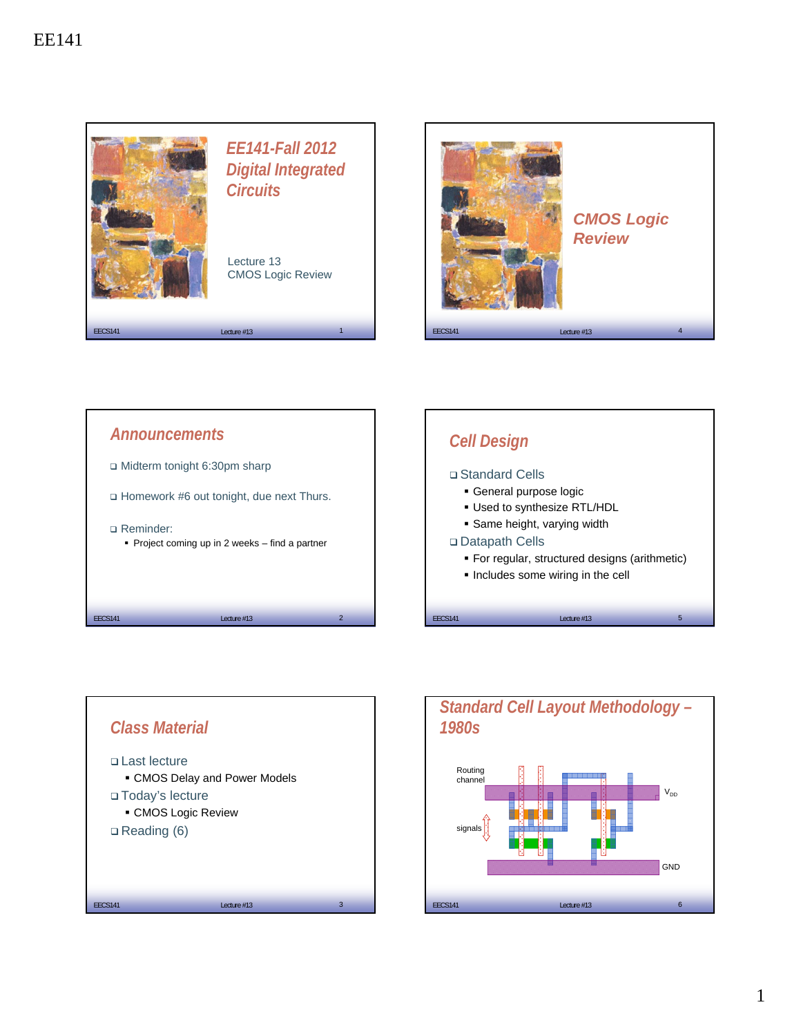EE141

# EE141-Fall 2012 Digital Integrated Circuits

Lecture 13
CMOS Logic Review

## Announcements

- Midterm tonight 6:30pm sharp
- Homework #6 out tonight, due next Thurs.
- Reminder:
  - Project coming up in 2 weeks – find a partner

## Class Material

- Last lecture
  - CMOS Delay and Power Models
- Today's lecture
  - CMOS Logic Review
- Reading (6)

# CMOS Logic Review

## Cell Design

- Standard Cells
  - General purpose logic
  - Used to synthesize RTL/HDL
  - Same height, varying width
- Datapath Cells
  - For regular, structured designs (arithmetic)
  - Includes some wiring in the cell

## Standard Cell Layout Methodology – 1980s

Routing channel

$V_{DD}$

signals

GND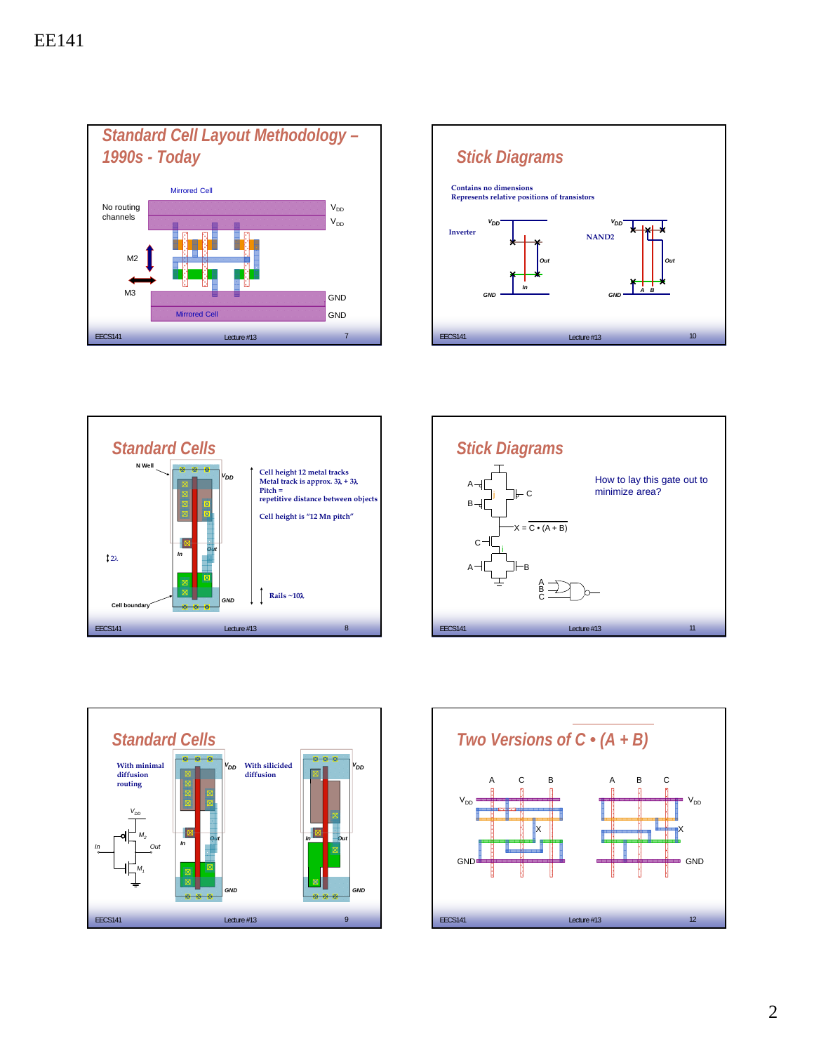EE141

## Standard Cell Layout Methodology – 1990s - Today

Mirrored Cell

No routing channels

$V_{DD}$

$V_{DD}$

M2

M3

GND

Mirrored Cell

GND

## Stick Diagrams

Contains no dimensions
Represents relative positions of transistors

Inverter

$V_{DD}$

Out

In

GND

NAND2

$V_{DD}$

Out

A B

GND

## Standard Cells

N Well

$V_{DD}$

Cell height 12 metal tracks
Metal track is approx. $3\lambda + 3\lambda$
Pitch =
repetitive distance between objects

Cell height is "12 Mn pitch"

In

Out

$2\lambda$

Cell boundary

GND

Rails ~$10\lambda$

## Stick Diagrams

A, B, C

j

$X = \overline{C \cdot (A + B)}$

C, i

A, B

How to lay this gate out to minimize area?

A
B
C

## Standard Cells

With minimal diffusion routing

$V_{DD}$

With silicided diffusion

$V_{DD}$

$V_{DD}$

$M_2$

In

Out

$M_1$

In

Out

In

Out

GND

GND

## Two Versions of C • (A + B)

A C B

$V_{DD}$

X

GND

A B C

$V_{DD}$

X

GND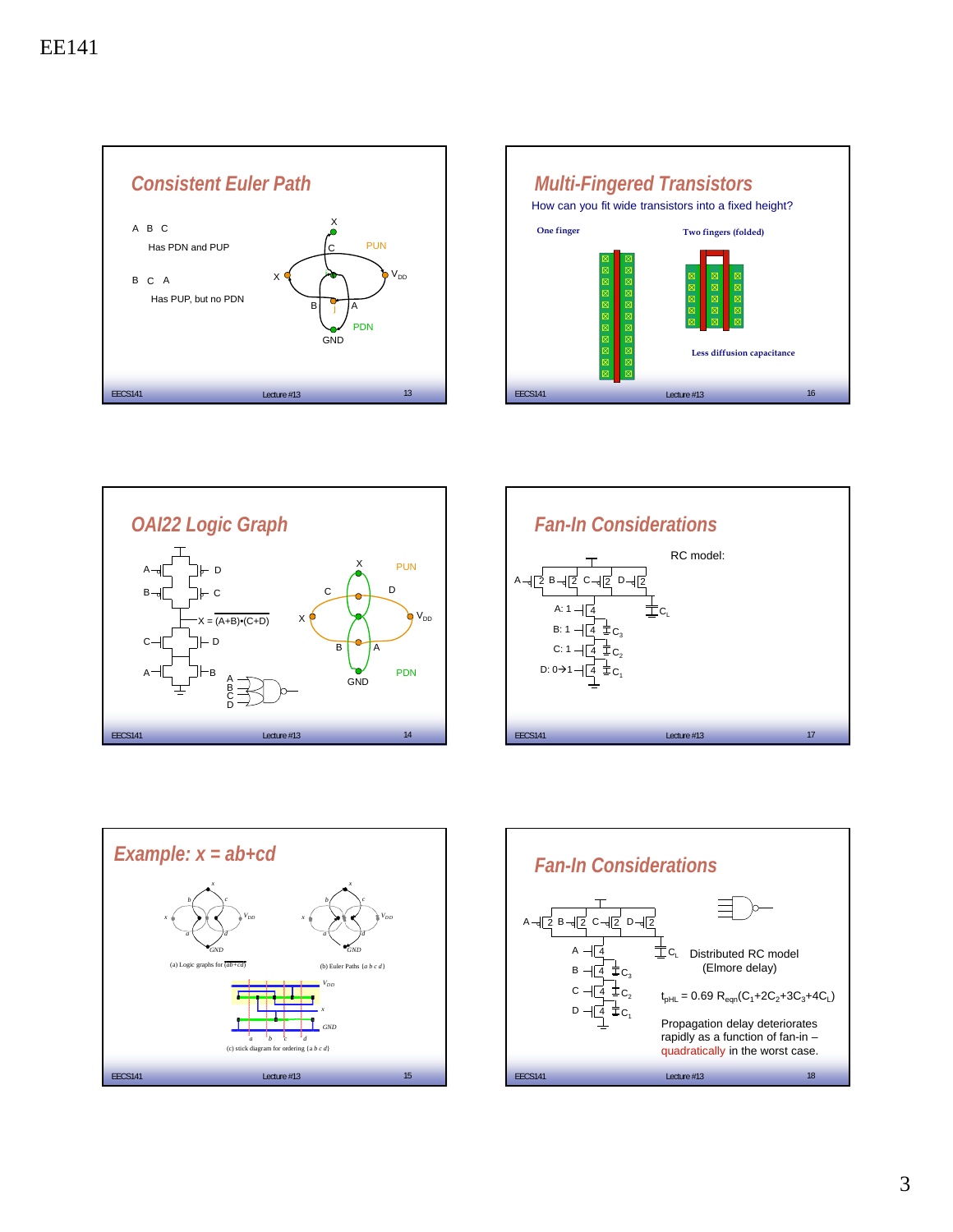## Consistent Euler Path

A B C

Has PDN and PUP

B C A

Has PUP, but no PDN

## Multi-Fingered Transistors

How can you fit wide transistors into a fixed height?

One finger

Two fingers (folded)

Less diffusion capacitance

## OAI22 Logic Graph

$X = \overline{(A+B)\bullet(C+D)}$

## Fan-In Considerations

RC model:

A: 1

B: 1

C: 1

D: 0→1

## Example: x = ab+cd

(a) Logic graphs for $(\overline{ab+cd})$

(b) Euler Paths $\{a\ b\ c\ d\}$

(c) stick diagram for ordering $\{a\ b\ c\ d\}$

## Fan-In Considerations

Distributed RC model (Elmore delay)

$t_{pHL} = 0.69\ R_{eqn}(C_1+2C_2+3C_3+4C_L)$

Propagation delay deteriorates rapidly as a function of fan-in – quadratically in the worst case.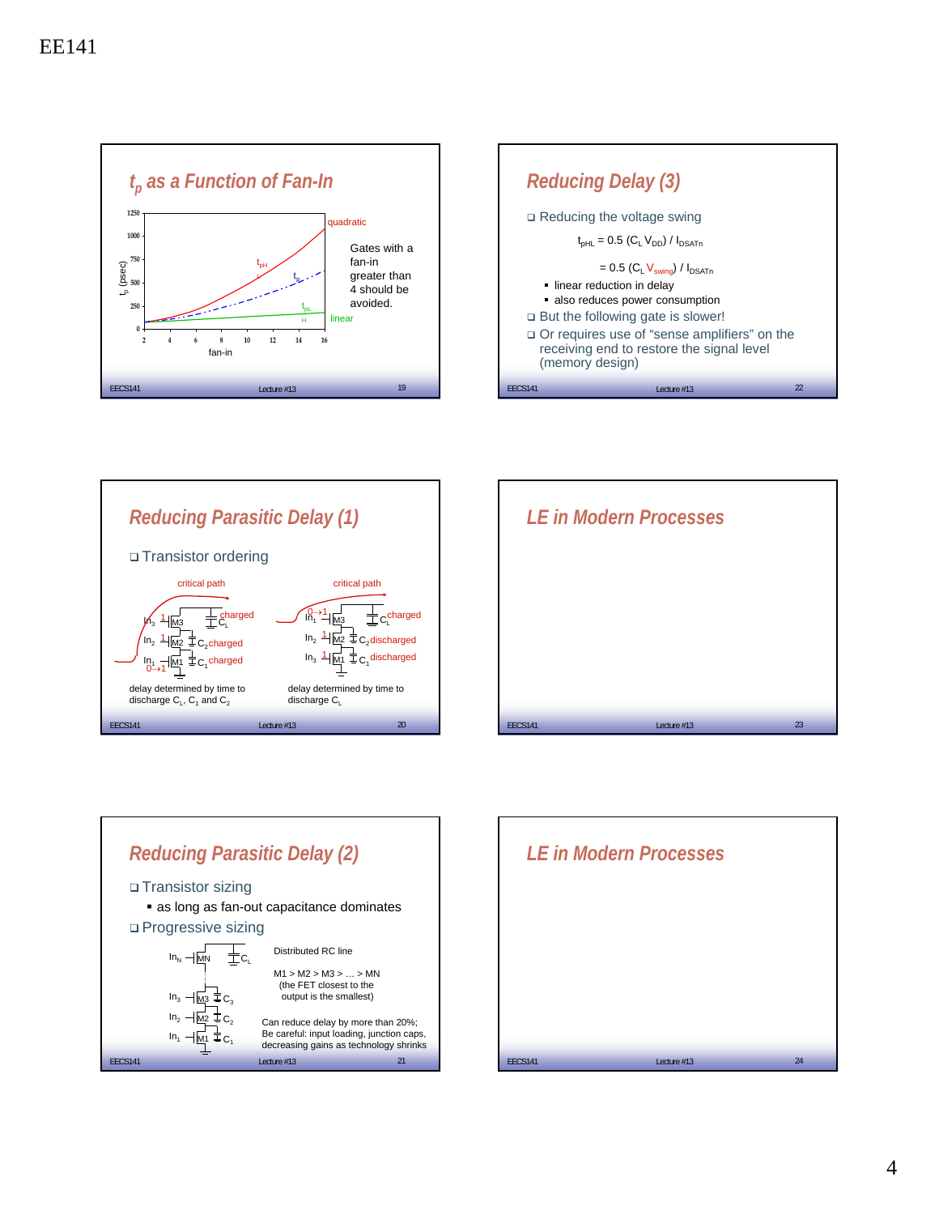EE141

## $t_p$ as a Function of Fan-In

1250
1000
750
500
250
0

$t_p$ (psec)

2 4 6 8 10 12 14 16

fan-in

quadratic

$t_{pH}$

$t_p$

$t_{pL}$

linear

Gates with a fan-in greater than 4 should be avoided.

## Reducing Delay (3)

- Reducing the voltage swing

$$t_{pHL} = 0.5\ (C_L\ V_{DD})\ /\ I_{DSATn}$$

$$= 0.5\ (C_L\ V_{swing})\ /\ I_{DSATn}$$

  - linear reduction in delay
  - also reduces power consumption
- But the following gate is slower!
- Or requires use of "sense amplifiers" on the receiving end to restore the signal level (memory design)

## Reducing Parasitic Delay (1)

- Transistor ordering

critical path — $In_3$ 1 M3, $C_L$ charged; $In_2$ 1 M2, $C_2$ charged; $In_1$ 0→1 M1, $C_1$ charged

delay determined by time to discharge $C_L$, $C_1$ and $C_2$

critical path — $In_1$ 0→1 M3, $C_L$ charged; $In_2$ 1 M2, $C_2$ discharged; $In_3$ 1 M1, $C_1$ discharged

delay determined by time to discharge $C_L$

## LE in Modern Processes

## Reducing Parasitic Delay (2)

- Transistor sizing
  - as long as fan-out capacitance dominates
- Progressive sizing

$In_N$ MN $C_L$; $In_3$ M3 $C_3$; $In_2$ M2 $C_2$; $In_1$ M1 $C_1$

Distributed RC line

M1 > M2 > M3 > … > MN (the FET closest to the output is the smallest)

Can reduce delay by more than 20%; Be careful: input loading, junction caps, decreasing gains as technology shrinks

## LE in Modern Processes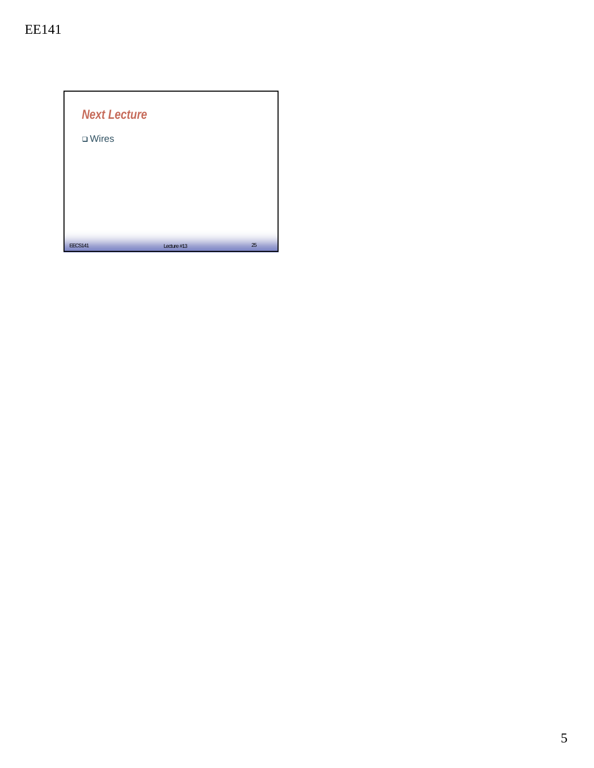## Next Lecture

- Wires